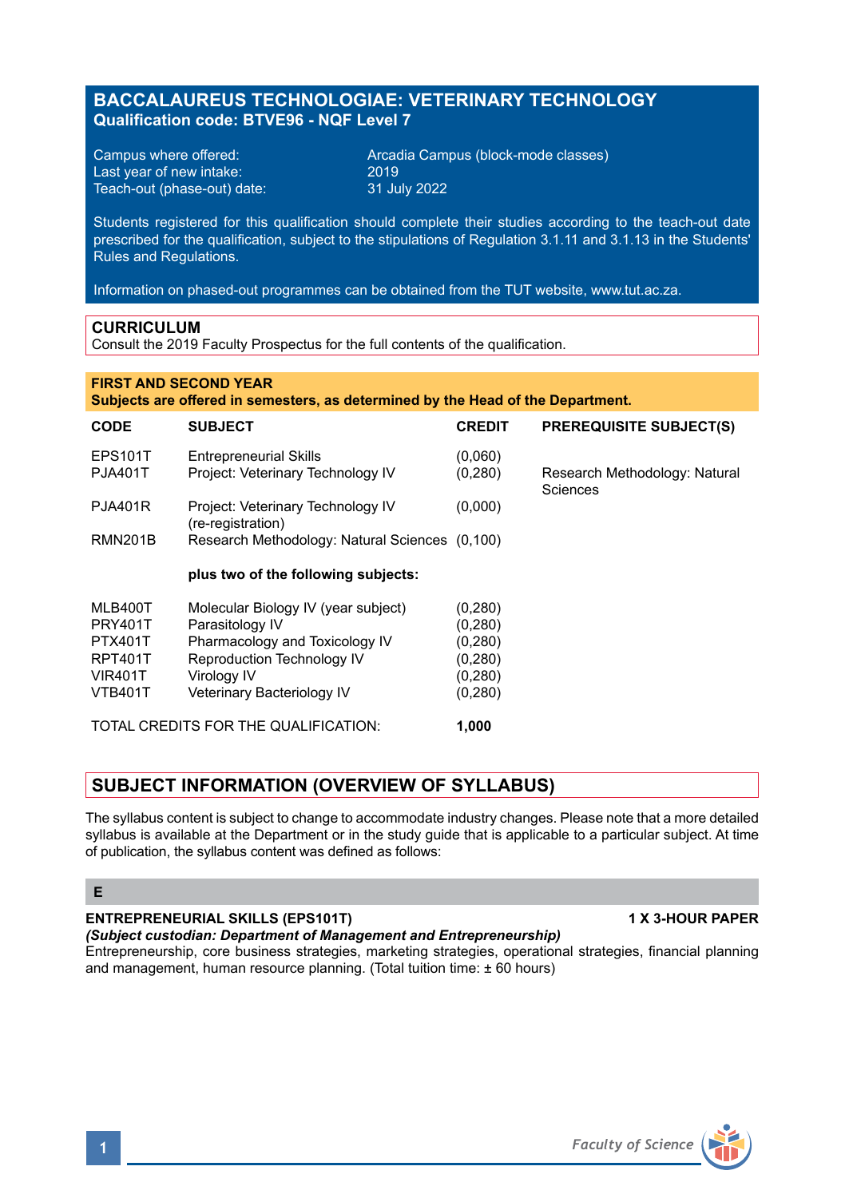# BACCALAUREUS TECHNOLOGIAE: VETERINARY TECHNOLOGY
**Qualification code: BTVE96 - NQF Level 7**

| | |
|---|---|
| Campus where offered: | Arcadia Campus (block-mode classes) |
| Last year of new intake: | 2019 |
| Teach-out (phase-out) date: | 31 July 2022 |

Students registered for this qualification should complete their studies according to the teach-out date prescribed for the qualification, subject to the stipulations of Regulation 3.1.11 and 3.1.13 in the Students' Rules and Regulations.

Information on phased-out programmes can be obtained from the TUT website, www.tut.ac.za.

## CURRICULUM
Consult the 2019 Faculty Prospectus for the full contents of the qualification.

### FIRST AND SECOND YEAR
**Subjects are offered in semesters, as determined by the Head of the Department.**

| CODE | SUBJECT | CREDIT | PREREQUISITE SUBJECT(S) |
|---|---|---|---|
| EPS101T | Entrepreneurial Skills | (0,060) | |
| PJA401T | Project: Veterinary Technology IV | (0,280) | Research Methodology: Natural Sciences |
| PJA401R | Project: Veterinary Technology IV (re-registration) | (0,000) | |
| RMN201B | Research Methodology: Natural Sciences | (0,100) | |
| | **plus two of the following subjects:** | | |
| MLB400T | Molecular Biology IV (year subject) | (0,280) | |
| PRY401T | Parasitology IV | (0,280) | |
| PTX401T | Pharmacology and Toxicology IV | (0,280) | |
| RPT401T | Reproduction Technology IV | (0,280) | |
| VIR401T | Virology IV | (0,280) | |
| VTB401T | Veterinary Bacteriology IV | (0,280) | |
| | TOTAL CREDITS FOR THE QUALIFICATION: | **1,000** | |

## SUBJECT INFORMATION (OVERVIEW OF SYLLABUS)

The syllabus content is subject to change to accommodate industry changes. Please note that a more detailed syllabus is available at the Department or in the study guide that is applicable to a particular subject. At time of publication, the syllabus content was defined as follows:

### E

**ENTREPRENEURIAL SKILLS (EPS101T)** **1 X 3-HOUR PAPER**
***(Subject custodian: Department of Management and Entrepreneurship)***
Entrepreneurship, core business strategies, marketing strategies, operational strategies, financial planning and management, human resource planning. (Total tuition time: ± 60 hours)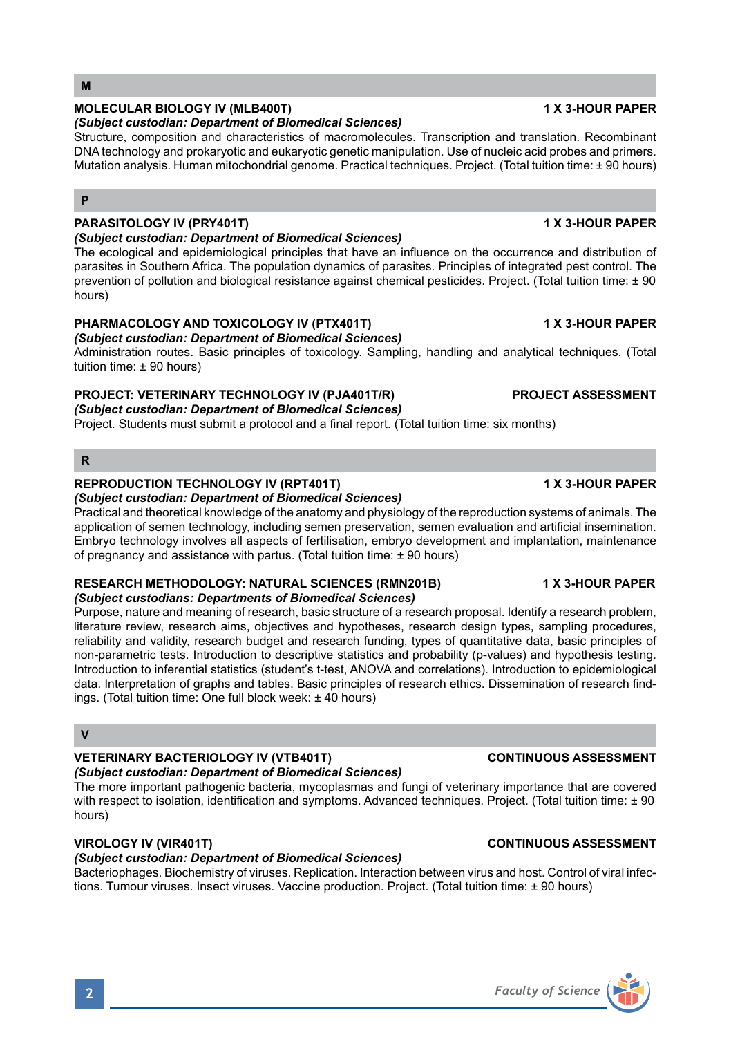## M

**MOLECULAR BIOLOGY IV (MLB400T)** **1 X 3-HOUR PAPER**

***(Subject custodian: Department of Biomedical Sciences)***

Structure, composition and characteristics of macromolecules. Transcription and translation. Recombinant DNA technology and prokaryotic and eukaryotic genetic manipulation. Use of nucleic acid probes and primers. Mutation analysis. Human mitochondrial genome. Practical techniques. Project. (Total tuition time: ± 90 hours)

## P

**PARASITOLOGY IV (PRY401T)** **1 X 3-HOUR PAPER**

***(Subject custodian: Department of Biomedical Sciences)***

The ecological and epidemiological principles that have an influence on the occurrence and distribution of parasites in Southern Africa. The population dynamics of parasites. Principles of integrated pest control. The prevention of pollution and biological resistance against chemical pesticides. Project. (Total tuition time: ± 90 hours)

**PHARMACOLOGY AND TOXICOLOGY IV (PTX401T)** **1 X 3-HOUR PAPER**

***(Subject custodian: Department of Biomedical Sciences)***

Administration routes. Basic principles of toxicology. Sampling, handling and analytical techniques. (Total tuition time: ± 90 hours)

**PROJECT: VETERINARY TECHNOLOGY IV (PJA401T/R)** **PROJECT ASSESSMENT**

***(Subject custodian: Department of Biomedical Sciences)***

Project. Students must submit a protocol and a final report. (Total tuition time: six months)

## R

**REPRODUCTION TECHNOLOGY IV (RPT401T)** **1 X 3-HOUR PAPER**

***(Subject custodian: Department of Biomedical Sciences)***

Practical and theoretical knowledge of the anatomy and physiology of the reproduction systems of animals. The application of semen technology, including semen preservation, semen evaluation and artificial insemination. Embryo technology involves all aspects of fertilisation, embryo development and implantation, maintenance of pregnancy and assistance with partus. (Total tuition time: ± 90 hours)

**RESEARCH METHODOLOGY: NATURAL SCIENCES (RMN201B)** **1 X 3-HOUR PAPER**

***(Subject custodians: Departments of Biomedical Sciences)***

Purpose, nature and meaning of research, basic structure of a research proposal. Identify a research problem, literature review, research aims, objectives and hypotheses, research design types, sampling procedures, reliability and validity, research budget and research funding, types of quantitative data, basic principles of non-parametric tests. Introduction to descriptive statistics and probability (p-values) and hypothesis testing. Introduction to inferential statistics (student's t-test, ANOVA and correlations). Introduction to epidemiological data. Interpretation of graphs and tables. Basic principles of research ethics. Dissemination of research findings. (Total tuition time: One full block week: ± 40 hours)

## V

**VETERINARY BACTERIOLOGY IV (VTB401T)** **CONTINUOUS ASSESSMENT**

***(Subject custodian: Department of Biomedical Sciences)***

The more important pathogenic bacteria, mycoplasmas and fungi of veterinary importance that are covered with respect to isolation, identification and symptoms. Advanced techniques. Project. (Total tuition time: ± 90 hours)

**VIROLOGY IV (VIR401T)** **CONTINUOUS ASSESSMENT**

***(Subject custodian: Department of Biomedical Sciences)***

Bacteriophages. Biochemistry of viruses. Replication. Interaction between virus and host. Control of viral infections. Tumour viruses. Insect viruses. Vaccine production. Project. (Total tuition time: ± 90 hours)